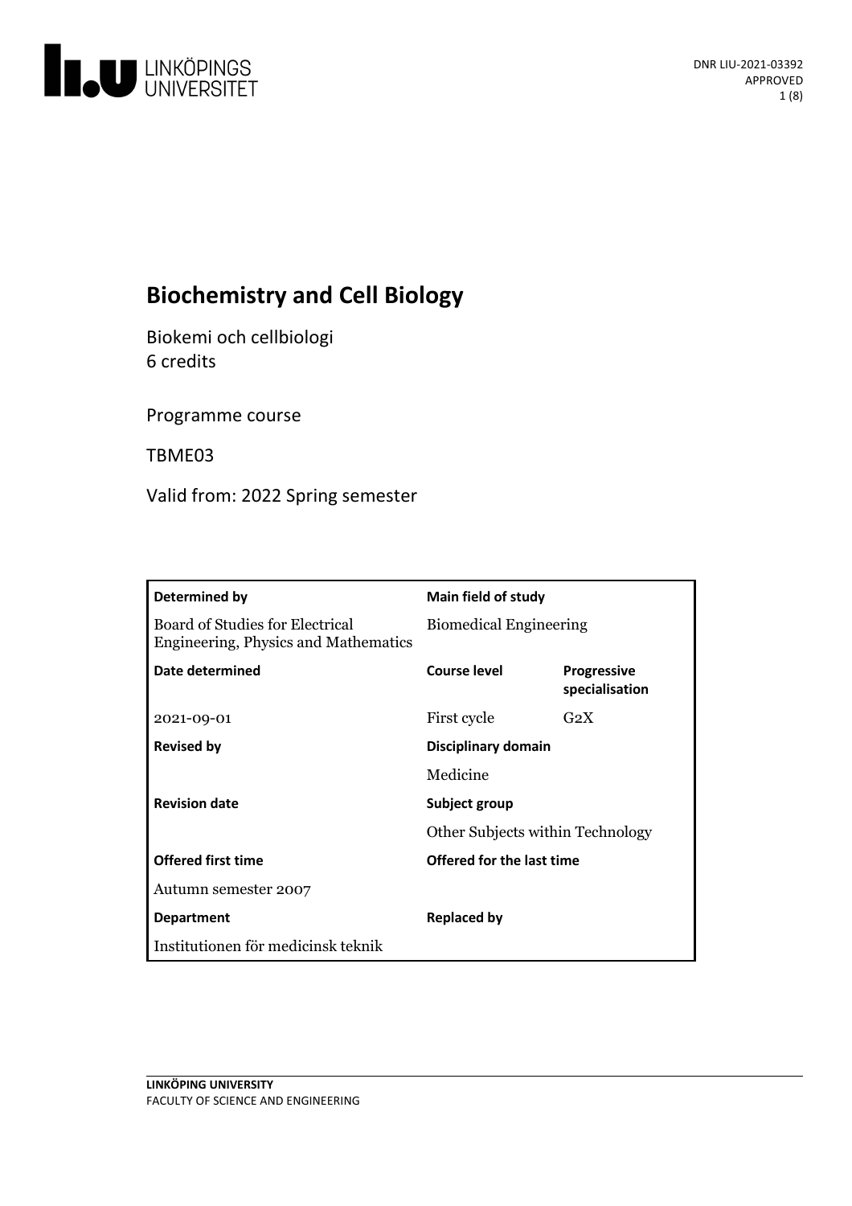DNR LIU-2021-03392
APPROVED

# Biochemistry and Cell Biology

Biokemi och cellbiologi
6 credits

Programme course

TBME03

Valid from: 2022 Spring semester

| **Determined by** | **Main field of study** | |
|---|---|---|
| Board of Studies for Electrical Engineering, Physics and Mathematics | Biomedical Engineering | |
| **Date determined** | **Course level** | **Progressive specialisation** |
| 2021-09-01 | First cycle | G2X |
| **Revised by** | **Disciplinary domain** | |
| | Medicine | |
| **Revision date** | **Subject group** | |
| | Other Subjects within Technology | |
| **Offered first time** | **Offered for the last time** | |
| Autumn semester 2007 | | |
| **Department** | **Replaced by** | |
| Institutionen för medicinsk teknik | | |

**LINKÖPING UNIVERSITY**
FACULTY OF SCIENCE AND ENGINEERING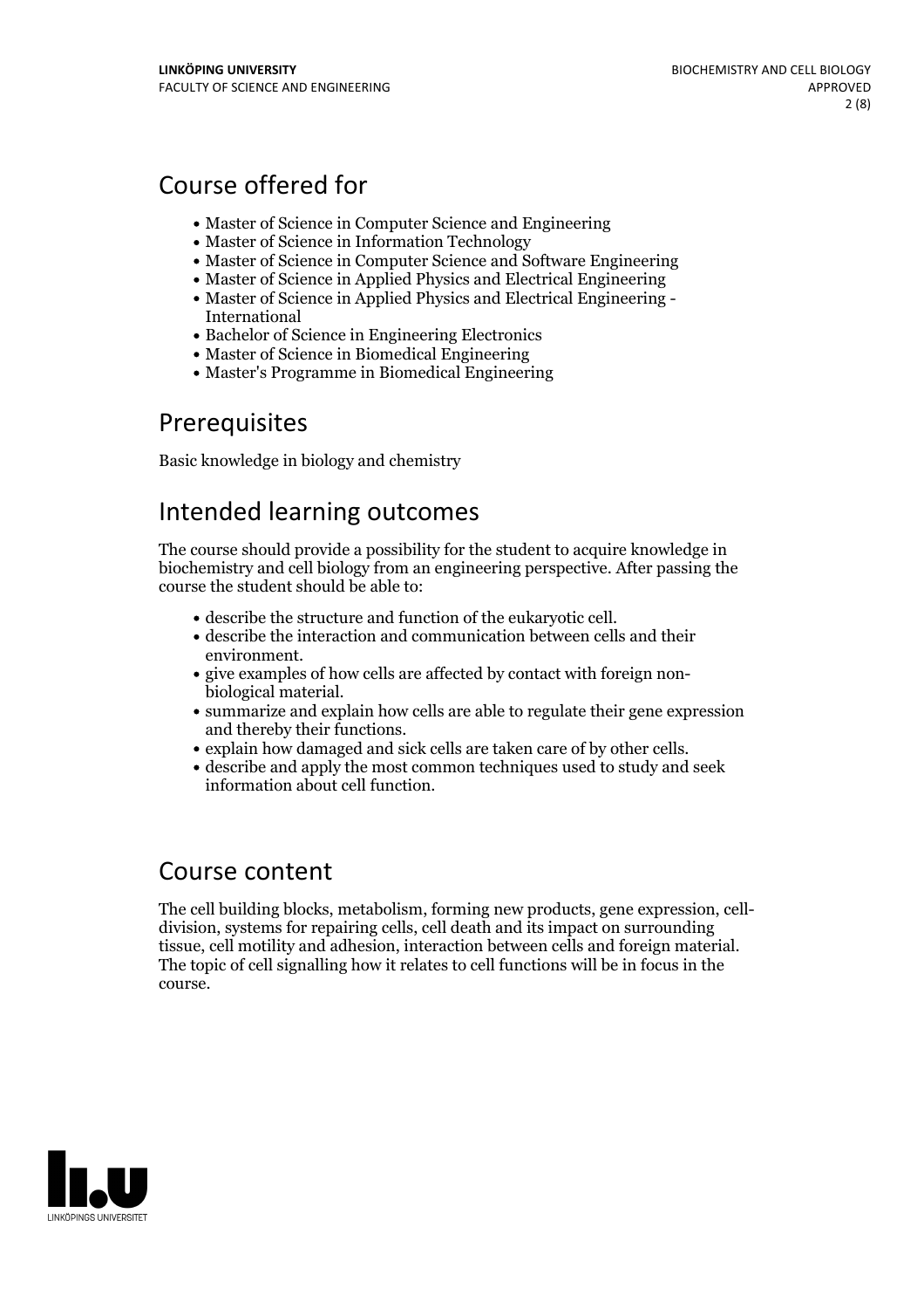## Course offered for

- Master of Science in Computer Science and Engineering
- Master of Science in Information Technology
- Master of Science in Computer Science and Software Engineering
- Master of Science in Applied Physics and Electrical Engineering
- Master of Science in Applied Physics and Electrical Engineering - International
- Bachelor of Science in Engineering Electronics
- Master of Science in Biomedical Engineering
- Master's Programme in Biomedical Engineering

## Prerequisites

Basic knowledge in biology and chemistry

## Intended learning outcomes

The course should provide a possibility for the student to acquire knowledge in biochemistry and cell biology from an engineering perspective. After passing the course the student should be able to:

- describe the structure and function of the eukaryotic cell.
- describe the interaction and communication between cells and their environment.
- give examples of how cells are affected by contact with foreign non-biological material.
- summarize and explain how cells are able to regulate their gene expression and thereby their functions.
- explain how damaged and sick cells are taken care of by other cells.
- describe and apply the most common techniques used to study and seek information about cell function.

## Course content

The cell building blocks, metabolism, forming new products, gene expression, cell-division, systems for repairing cells, cell death and its impact on surrounding tissue, cell motility and adhesion, interaction between cells and foreign material. The topic of cell signalling how it relates to cell functions will be in focus in the course.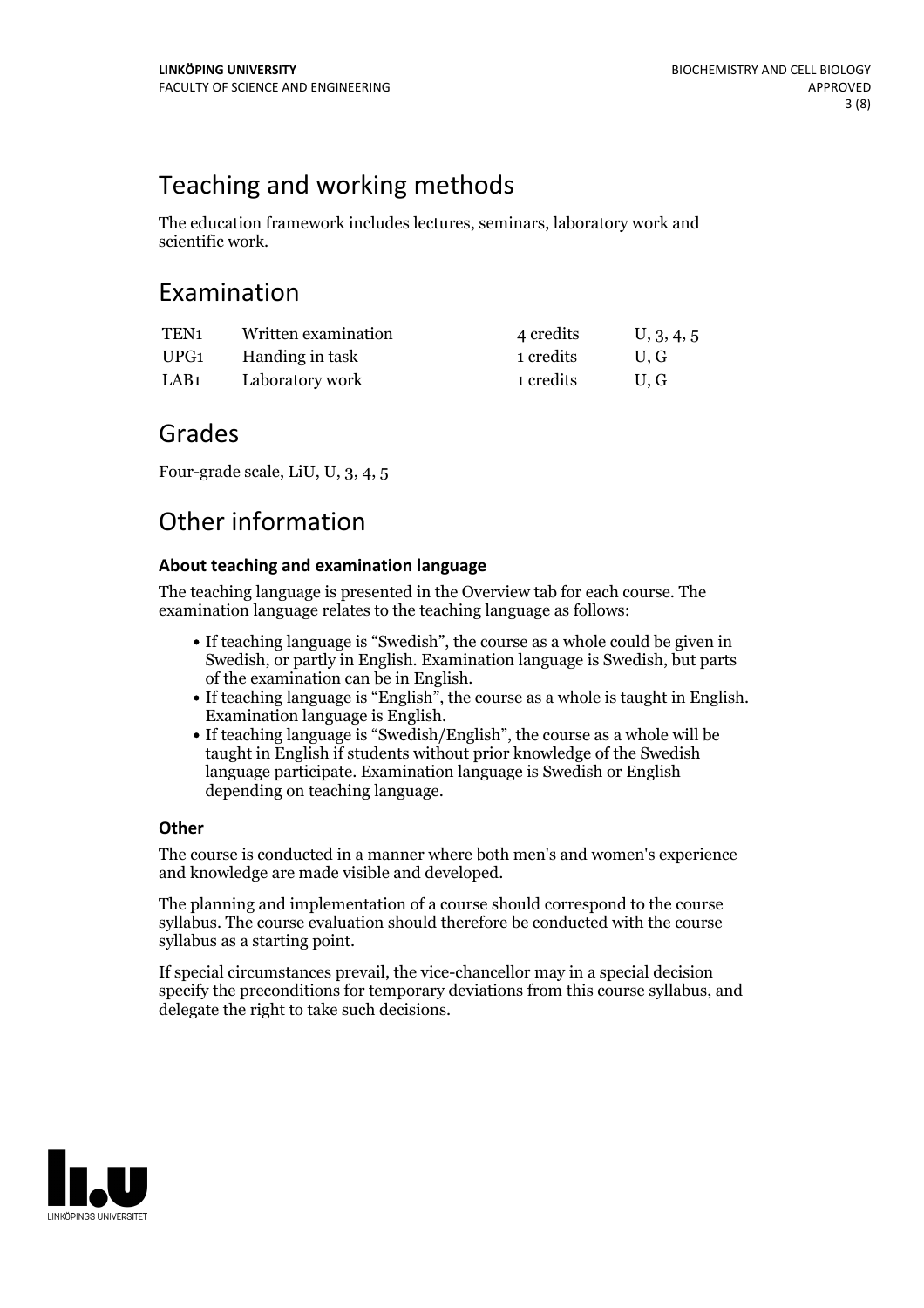## Teaching and working methods

The education framework includes lectures, seminars, laboratory work and scientific work.

## Examination

| | | | |
|---|---|---|---|
| TEN1 | Written examination | 4 credits | U, 3, 4, 5 |
| UPG1 | Handing in task | 1 credits | U, G |
| LAB1 | Laboratory work | 1 credits | U, G |

## Grades

Four-grade scale, LiU, U, 3, 4, 5

## Other information

### About teaching and examination language

The teaching language is presented in the Overview tab for each course. The examination language relates to the teaching language as follows:

- If teaching language is "Swedish", the course as a whole could be given in Swedish, or partly in English. Examination language is Swedish, but parts of the examination can be in English.
- If teaching language is "English", the course as a whole is taught in English. Examination language is English.
- If teaching language is "Swedish/English", the course as a whole will be taught in English if students without prior knowledge of the Swedish language participate. Examination language is Swedish or English depending on teaching language.

### Other

The course is conducted in a manner where both men's and women's experience and knowledge are made visible and developed.

The planning and implementation of a course should correspond to the course syllabus. The course evaluation should therefore be conducted with the course syllabus as a starting point.

If special circumstances prevail, the vice-chancellor may in a special decision specify the preconditions for temporary deviations from this course syllabus, and delegate the right to take such decisions.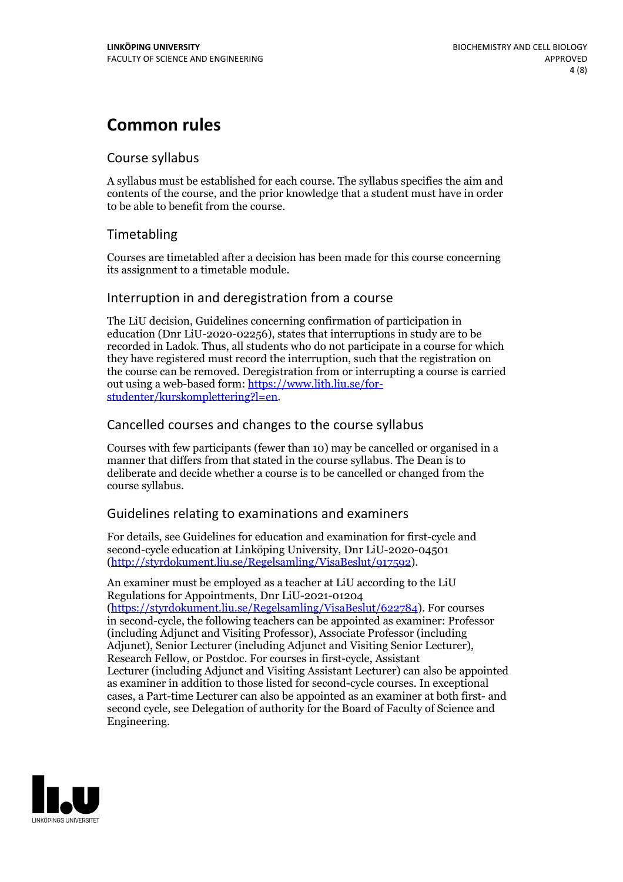# Common rules

## Course syllabus

A syllabus must be established for each course. The syllabus specifies the aim and contents of the course, and the prior knowledge that a student must have in order to be able to benefit from the course.

## Timetabling

Courses are timetabled after a decision has been made for this course concerning its assignment to a timetable module.

## Interruption in and deregistration from a course

The LiU decision, Guidelines concerning confirmation of participation in education (Dnr LiU-2020-02256), states that interruptions in study are to be recorded in Ladok. Thus, all students who do not participate in a course for which they have registered must record the interruption, such that the registration on the course can be removed. Deregistration from or interrupting a course is carried out using a web-based form: https://www.lith.liu.se/for-studenter/kurskomplettering?l=en.

## Cancelled courses and changes to the course syllabus

Courses with few participants (fewer than 10) may be cancelled or organised in a manner that differs from that stated in the course syllabus. The Dean is to deliberate and decide whether a course is to be cancelled or changed from the course syllabus.

## Guidelines relating to examinations and examiners

For details, see Guidelines for education and examination for first-cycle and second-cycle education at Linköping University, Dnr LiU-2020-04501 (http://styrdokument.liu.se/Regelsamling/VisaBeslut/917592).

An examiner must be employed as a teacher at LiU according to the LiU Regulations for Appointments, Dnr LiU-2021-01204 (https://styrdokument.liu.se/Regelsamling/VisaBeslut/622784). For courses in second-cycle, the following teachers can be appointed as examiner: Professor (including Adjunct and Visiting Professor), Associate Professor (including Adjunct), Senior Lecturer (including Adjunct and Visiting Senior Lecturer), Research Fellow, or Postdoc. For courses in first-cycle, Assistant Lecturer (including Adjunct and Visiting Assistant Lecturer) can also be appointed as examiner in addition to those listed for second-cycle courses. In exceptional cases, a Part-time Lecturer can also be appointed as an examiner at both first- and second cycle, see Delegation of authority for the Board of Faculty of Science and Engineering.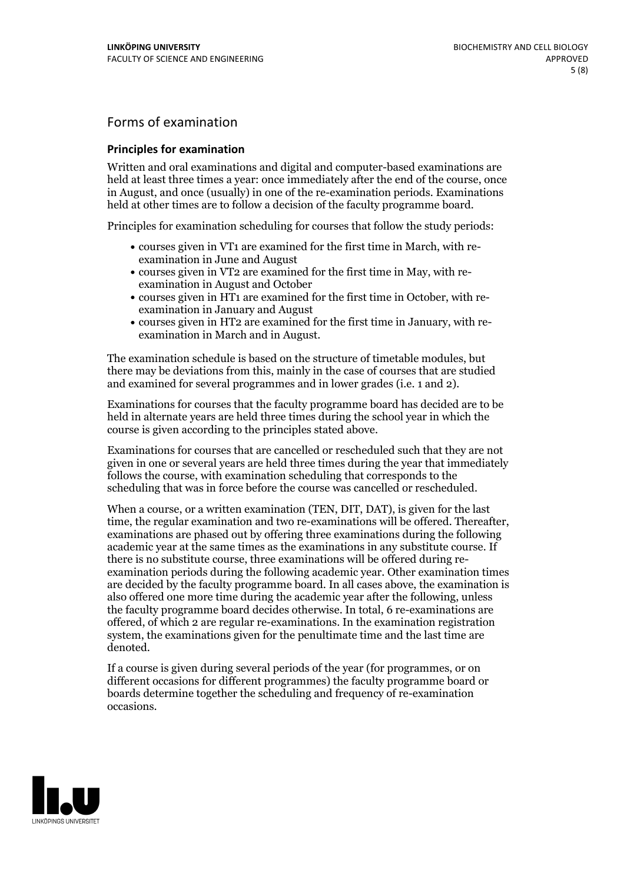## Forms of examination

### Principles for examination

Written and oral examinations and digital and computer-based examinations are held at least three times a year: once immediately after the end of the course, once in August, and once (usually) in one of the re-examination periods. Examinations held at other times are to follow a decision of the faculty programme board.

Principles for examination scheduling for courses that follow the study periods:

- courses given in VT1 are examined for the first time in March, with re-examination in June and August
- courses given in VT2 are examined for the first time in May, with re-examination in August and October
- courses given in HT1 are examined for the first time in October, with re-examination in January and August
- courses given in HT2 are examined for the first time in January, with re-examination in March and in August.

The examination schedule is based on the structure of timetable modules, but there may be deviations from this, mainly in the case of courses that are studied and examined for several programmes and in lower grades (i.e. 1 and 2).

Examinations for courses that the faculty programme board has decided are to be held in alternate years are held three times during the school year in which the course is given according to the principles stated above.

Examinations for courses that are cancelled or rescheduled such that they are not given in one or several years are held three times during the year that immediately follows the course, with examination scheduling that corresponds to the scheduling that was in force before the course was cancelled or rescheduled.

When a course, or a written examination (TEN, DIT, DAT), is given for the last time, the regular examination and two re-examinations will be offered. Thereafter, examinations are phased out by offering three examinations during the following academic year at the same times as the examinations in any substitute course. If there is no substitute course, three examinations will be offered during re-examination periods during the following academic year. Other examination times are decided by the faculty programme board. In all cases above, the examination is also offered one more time during the academic year after the following, unless the faculty programme board decides otherwise. In total, 6 re-examinations are offered, of which 2 are regular re-examinations. In the examination registration system, the examinations given for the penultimate time and the last time are denoted.

If a course is given during several periods of the year (for programmes, or on different occasions for different programmes) the faculty programme board or boards determine together the scheduling and frequency of re-examination occasions.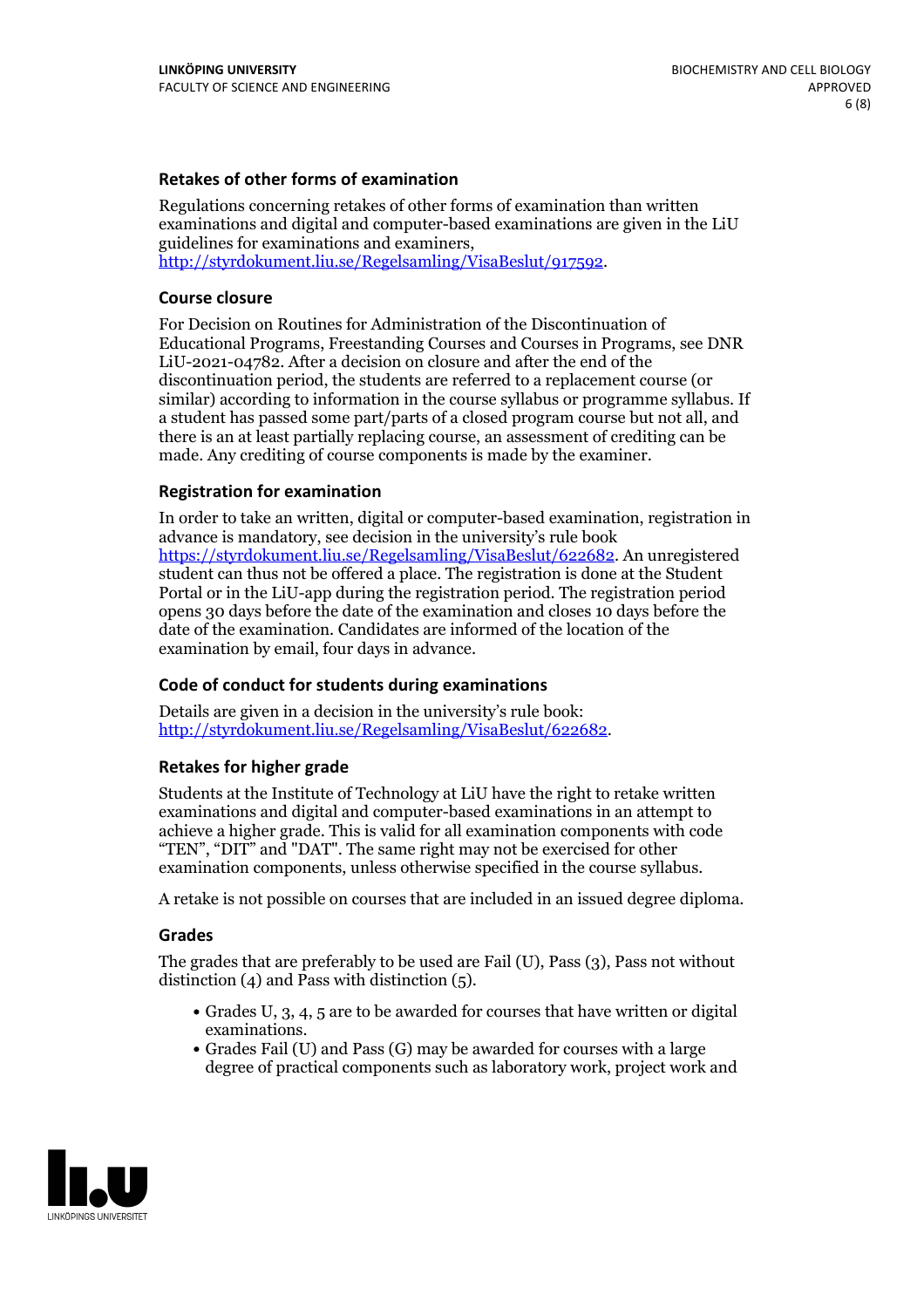### Retakes of other forms of examination

Regulations concerning retakes of other forms of examination than written examinations and digital and computer-based examinations are given in the LiU guidelines for examinations and examiners, http://styrdokument.liu.se/Regelsamling/VisaBeslut/917592.

### Course closure

For Decision on Routines for Administration of the Discontinuation of Educational Programs, Freestanding Courses and Courses in Programs, see DNR LiU-2021-04782. After a decision on closure and after the end of the discontinuation period, the students are referred to a replacement course (or similar) according to information in the course syllabus or programme syllabus. If a student has passed some part/parts of a closed program course but not all, and there is an at least partially replacing course, an assessment of crediting can be made. Any crediting of course components is made by the examiner.

### Registration for examination

In order to take an written, digital or computer-based examination, registration in advance is mandatory, see decision in the university's rule book https://styrdokument.liu.se/Regelsamling/VisaBeslut/622682. An unregistered student can thus not be offered a place. The registration is done at the Student Portal or in the LiU-app during the registration period. The registration period opens 30 days before the date of the examination and closes 10 days before the date of the examination. Candidates are informed of the location of the examination by email, four days in advance.

### Code of conduct for students during examinations

Details are given in a decision in the university's rule book: http://styrdokument.liu.se/Regelsamling/VisaBeslut/622682.

### Retakes for higher grade

Students at the Institute of Technology at LiU have the right to retake written examinations and digital and computer-based examinations in an attempt to achieve a higher grade. This is valid for all examination components with code "TEN", "DIT" and "DAT". The same right may not be exercised for other examination components, unless otherwise specified in the course syllabus.

A retake is not possible on courses that are included in an issued degree diploma.

### Grades

The grades that are preferably to be used are Fail (U), Pass (3), Pass not without distinction (4) and Pass with distinction (5).

- Grades U, 3, 4, 5 are to be awarded for courses that have written or digital examinations.
- Grades Fail (U) and Pass (G) may be awarded for courses with a large degree of practical components such as laboratory work, project work and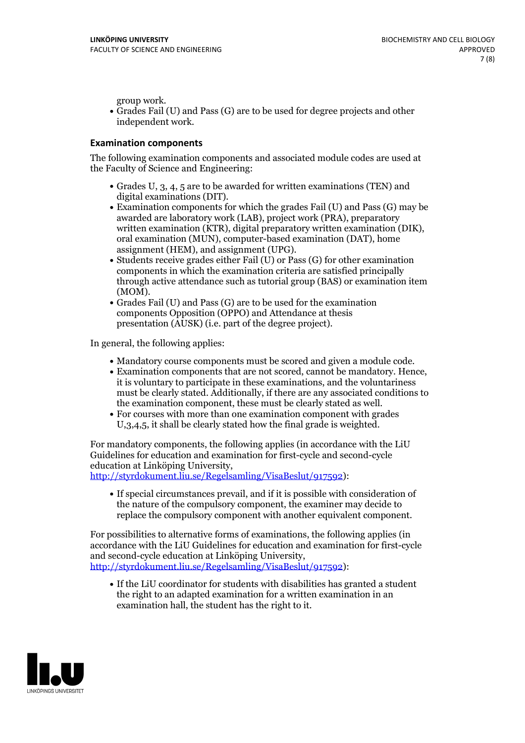group work.

- Grades Fail (U) and Pass (G) are to be used for degree projects and other independent work.

### Examination components

The following examination components and associated module codes are used at the Faculty of Science and Engineering:

- Grades U, 3, 4, 5 are to be awarded for written examinations (TEN) and digital examinations (DIT).
- Examination components for which the grades Fail (U) and Pass (G) may be awarded are laboratory work (LAB), project work (PRA), preparatory written examination (KTR), digital preparatory written examination (DIK), oral examination (MUN), computer-based examination (DAT), home assignment (HEM), and assignment (UPG).
- Students receive grades either Fail (U) or Pass (G) for other examination components in which the examination criteria are satisfied principally through active attendance such as tutorial group (BAS) or examination item (MOM).
- Grades Fail (U) and Pass (G) are to be used for the examination components Opposition (OPPO) and Attendance at thesis presentation (AUSK) (i.e. part of the degree project).

In general, the following applies:

- Mandatory course components must be scored and given a module code.
- Examination components that are not scored, cannot be mandatory. Hence, it is voluntary to participate in these examinations, and the voluntariness must be clearly stated. Additionally, if there are any associated conditions to the examination component, these must be clearly stated as well.
- For courses with more than one examination component with grades U,3,4,5, it shall be clearly stated how the final grade is weighted.

For mandatory components, the following applies (in accordance with the LiU Guidelines for education and examination for first-cycle and second-cycle education at Linköping University, http://styrdokument.liu.se/Regelsamling/VisaBeslut/917592):

- If special circumstances prevail, and if it is possible with consideration of the nature of the compulsory component, the examiner may decide to replace the compulsory component with another equivalent component.

For possibilities to alternative forms of examinations, the following applies (in accordance with the LiU Guidelines for education and examination for first-cycle and second-cycle education at Linköping University, http://styrdokument.liu.se/Regelsamling/VisaBeslut/917592):

- If the LiU coordinator for students with disabilities has granted a student the right to an adapted examination for a written examination in an examination hall, the student has the right to it.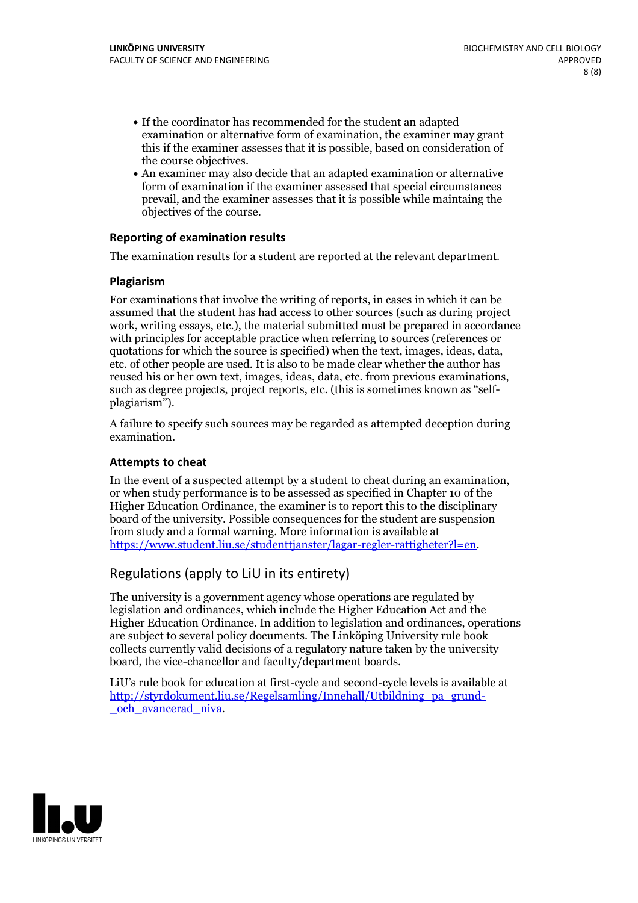- If the coordinator has recommended for the student an adapted examination or alternative form of examination, the examiner may grant this if the examiner assesses that it is possible, based on consideration of the course objectives.
- An examiner may also decide that an adapted examination or alternative form of examination if the examiner assessed that special circumstances prevail, and the examiner assesses that it is possible while maintaing the objectives of the course.

### Reporting of examination results

The examination results for a student are reported at the relevant department.

### Plagiarism

For examinations that involve the writing of reports, in cases in which it can be assumed that the student has had access to other sources (such as during project work, writing essays, etc.), the material submitted must be prepared in accordance with principles for acceptable practice when referring to sources (references or quotations for which the source is specified) when the text, images, ideas, data, etc. of other people are used. It is also to be made clear whether the author has reused his or her own text, images, ideas, data, etc. from previous examinations, such as degree projects, project reports, etc. (this is sometimes known as "self-plagiarism").

A failure to specify such sources may be regarded as attempted deception during examination.

### Attempts to cheat

In the event of a suspected attempt by a student to cheat during an examination, or when study performance is to be assessed as specified in Chapter 10 of the Higher Education Ordinance, the examiner is to report this to the disciplinary board of the university. Possible consequences for the student are suspension from study and a formal warning. More information is available at https://www.student.liu.se/studenttjanster/lagar-regler-rattigheter?l=en.

## Regulations (apply to LiU in its entirety)

The university is a government agency whose operations are regulated by legislation and ordinances, which include the Higher Education Act and the Higher Education Ordinance. In addition to legislation and ordinances, operations are subject to several policy documents. The Linköping University rule book collects currently valid decisions of a regulatory nature taken by the university board, the vice-chancellor and faculty/department boards.

LiU's rule book for education at first-cycle and second-cycle levels is available at http://styrdokument.liu.se/Regelsamling/Innehall/Utbildning_pa_grund-_och_avancerad_niva.